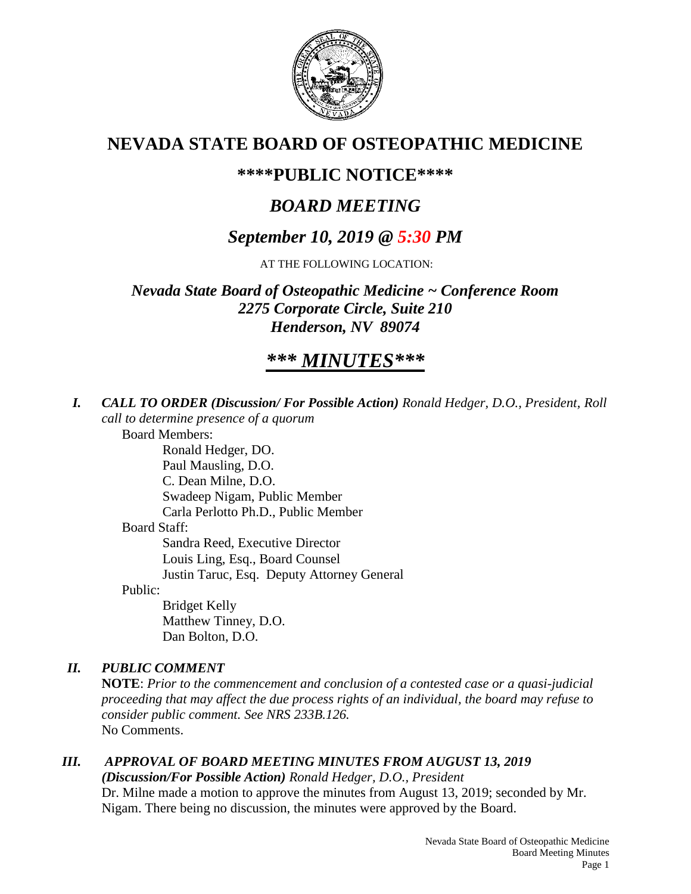# NEVADA STATE BOARD OF OSTEOPATHIC MEDICINE

## \*\*\*\*PUBLIC NOTICE\*\*\*\*

## *BOARD MEETING*

## *September 10, 2019 @ 5:30 PM*

AT THE FOLLOWING LOCATION:

***Nevada State Board of Osteopathic Medicine ~ Conference Room***
***2275 Corporate Circle, Suite 210***
***Henderson, NV 89074***

# ***\*\*\* MINUTES\*\*\****

***I. CALL TO ORDER (Discussion/ For Possible Action)*** *Ronald Hedger, D.O., President, Roll call to determine presence of a quorum*

Board Members:
- Ronald Hedger, DO.
- Paul Mausling, D.O.
- C. Dean Milne, D.O.
- Swadeep Nigam, Public Member
- Carla Perlotto Ph.D., Public Member

Board Staff:
- Sandra Reed, Executive Director
- Louis Ling, Esq., Board Counsel
- Justin Taruc, Esq. Deputy Attorney General

Public:
- Bridget Kelly
- Matthew Tinney, D.O.
- Dan Bolton, D.O.

***II. PUBLIC COMMENT***

**NOTE**: *Prior to the commencement and conclusion of a contested case or a quasi-judicial proceeding that may affect the due process rights of an individual, the board may refuse to consider public comment. See NRS 233B.126.*
No Comments.

***III. APPROVAL OF BOARD MEETING MINUTES FROM AUGUST 13, 2019 (Discussion/For Possible Action)*** *Ronald Hedger, D.O., President*

Dr. Milne made a motion to approve the minutes from August 13, 2019; seconded by Mr. Nigam. There being no discussion, the minutes were approved by the Board.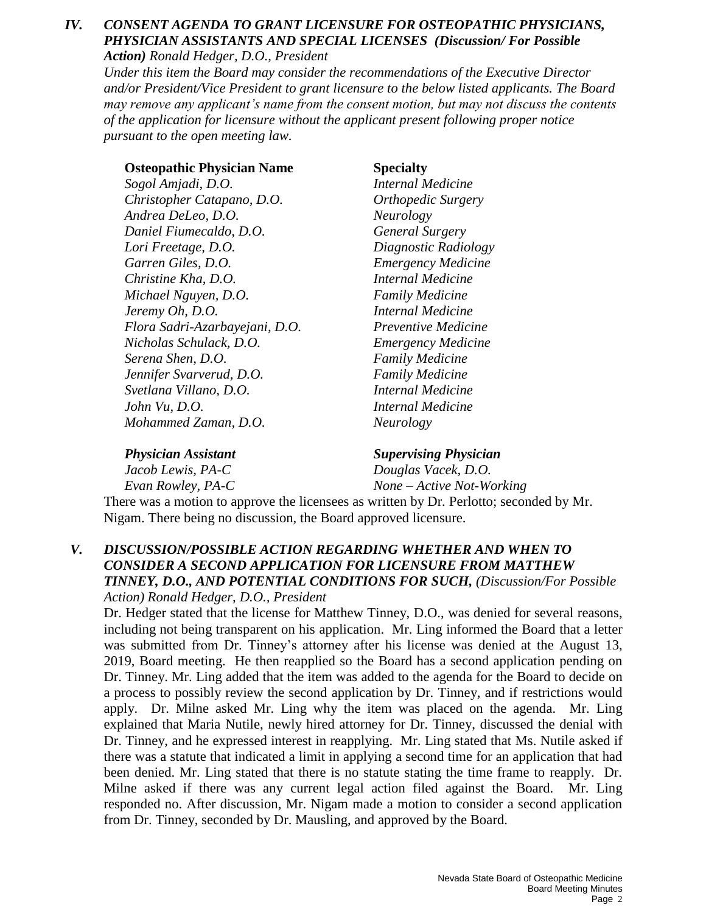## IV. *CONSENT AGENDA TO GRANT LICENSURE FOR OSTEOPATHIC PHYSICIANS, PHYSICIAN ASSISTANTS AND SPECIAL LICENSES (Discussion/ For Possible Action) Ronald Hedger, D.O., President*

*Under this item the Board may consider the recommendations of the Executive Director and/or President/Vice President to grant licensure to the below listed applicants. The Board may remove any applicant's name from the consent motion, but may not discuss the contents of the application for licensure without the applicant present following proper notice pursuant to the open meeting law.*

| **Osteopathic Physician Name** | **Specialty** |
|---|---|
| *Sogol Amjadi, D.O.* | *Internal Medicine* |
| *Christopher Catapano, D.O.* | *Orthopedic Surgery* |
| *Andrea DeLeo, D.O.* | *Neurology* |
| *Daniel Fiumecaldo, D.O.* | *General Surgery* |
| *Lori Freetage, D.O.* | *Diagnostic Radiology* |
| *Garren Giles, D.O.* | *Emergency Medicine* |
| *Christine Kha, D.O.* | *Internal Medicine* |
| *Michael Nguyen, D.O.* | *Family Medicine* |
| *Jeremy Oh, D.O.* | *Internal Medicine* |
| *Flora Sadri-Azarbayejani, D.O.* | *Preventive Medicine* |
| *Nicholas Schulack, D.O.* | *Emergency Medicine* |
| *Serena Shen, D.O.* | *Family Medicine* |
| *Jennifer Svarverud, D.O.* | *Family Medicine* |
| *Svetlana Villano, D.O.* | *Internal Medicine* |
| *John Vu, D.O.* | *Internal Medicine* |
| *Mohammed Zaman, D.O.* | *Neurology* |

| ***Physician Assistant*** | ***Supervising Physician*** |
|---|---|
| *Jacob Lewis, PA-C* | *Douglas Vacek, D.O.* |
| *Evan Rowley, PA-C* | *None – Active Not-Working* |

There was a motion to approve the licensees as written by Dr. Perlotto; seconded by Mr. Nigam. There being no discussion, the Board approved licensure.

## V. *DISCUSSION/POSSIBLE ACTION REGARDING WHETHER AND WHEN TO CONSIDER A SECOND APPLICATION FOR LICENSURE FROM MATTHEW TINNEY, D.O., AND POTENTIAL CONDITIONS FOR SUCH, (Discussion/For Possible Action) Ronald Hedger, D.O., President*

Dr. Hedger stated that the license for Matthew Tinney, D.O., was denied for several reasons, including not being transparent on his application. Mr. Ling informed the Board that a letter was submitted from Dr. Tinney's attorney after his license was denied at the August 13, 2019, Board meeting. He then reapplied so the Board has a second application pending on Dr. Tinney. Mr. Ling added that the item was added to the agenda for the Board to decide on a process to possibly review the second application by Dr. Tinney, and if restrictions would apply. Dr. Milne asked Mr. Ling why the item was placed on the agenda. Mr. Ling explained that Maria Nutile, newly hired attorney for Dr. Tinney, discussed the denial with Dr. Tinney, and he expressed interest in reapplying. Mr. Ling stated that Ms. Nutile asked if there was a statute that indicated a limit in applying a second time for an application that had been denied. Mr. Ling stated that there is no statute stating the time frame to reapply. Dr. Milne asked if there was any current legal action filed against the Board. Mr. Ling responded no. After discussion, Mr. Nigam made a motion to consider a second application from Dr. Tinney, seconded by Dr. Mausling, and approved by the Board.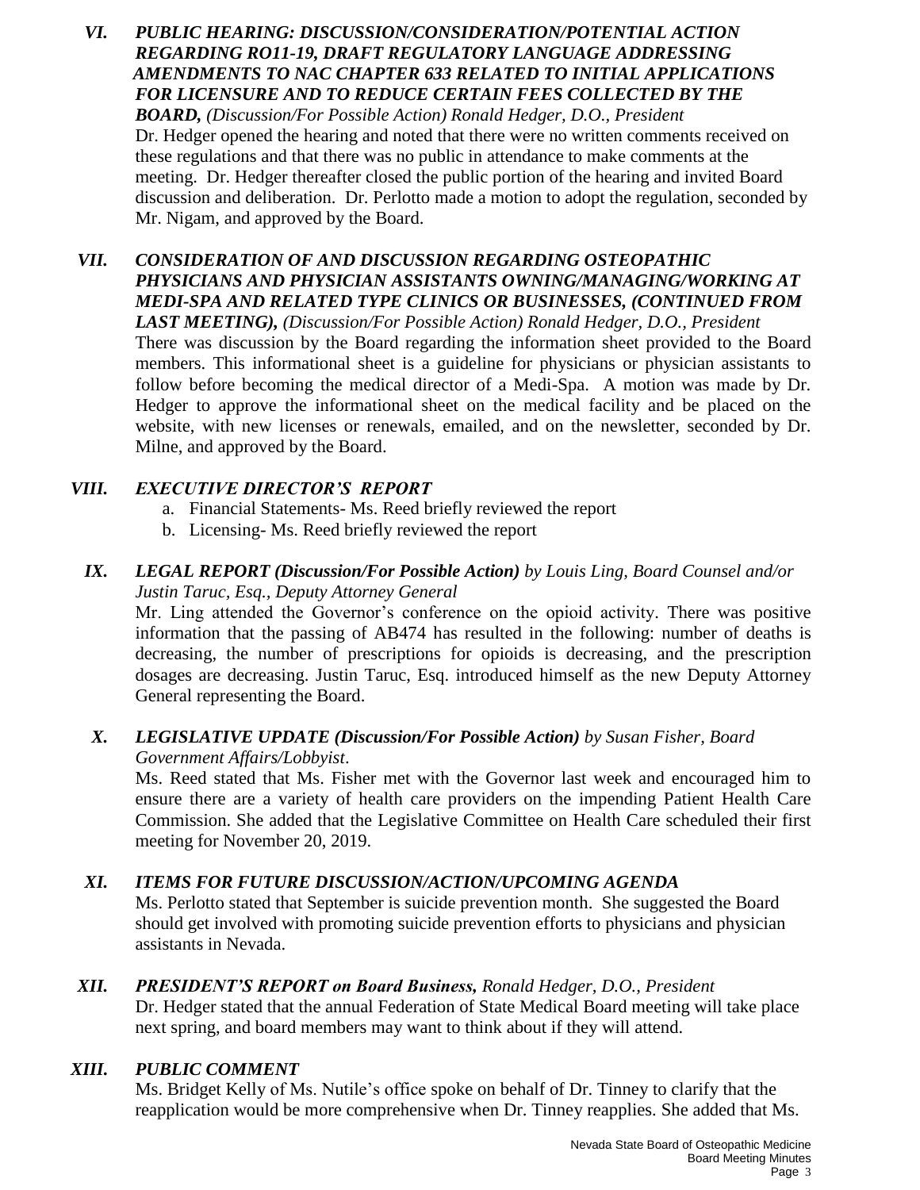### VI. *PUBLIC HEARING: DISCUSSION/CONSIDERATION/POTENTIAL ACTION REGARDING RO11-19, DRAFT REGULATORY LANGUAGE ADDRESSING AMENDMENTS TO NAC CHAPTER 633 RELATED TO INITIAL APPLICATIONS FOR LICENSURE AND TO REDUCE CERTAIN FEES COLLECTED BY THE BOARD,* *(Discussion/For Possible Action) Ronald Hedger, D.O., President*

Dr. Hedger opened the hearing and noted that there were no written comments received on these regulations and that there was no public in attendance to make comments at the meeting. Dr. Hedger thereafter closed the public portion of the hearing and invited Board discussion and deliberation. Dr. Perlotto made a motion to adopt the regulation, seconded by Mr. Nigam, and approved by the Board.

### VII. *CONSIDERATION OF AND DISCUSSION REGARDING OSTEOPATHIC PHYSICIANS AND PHYSICIAN ASSISTANTS OWNING/MANAGING/WORKING AT MEDI-SPA AND RELATED TYPE CLINICS OR BUSINESSES, (CONTINUED FROM LAST MEETING),* *(Discussion/For Possible Action) Ronald Hedger, D.O., President*

There was discussion by the Board regarding the information sheet provided to the Board members. This informational sheet is a guideline for physicians or physician assistants to follow before becoming the medical director of a Medi-Spa. A motion was made by Dr. Hedger to approve the informational sheet on the medical facility and be placed on the website, with new licenses or renewals, emailed, and on the newsletter, seconded by Dr. Milne, and approved by the Board.

### VIII. *EXECUTIVE DIRECTOR'S REPORT*

a. Financial Statements- Ms. Reed briefly reviewed the report
b. Licensing- Ms. Reed briefly reviewed the report

### IX. *LEGAL REPORT (Discussion/For Possible Action) by Louis Ling, Board Counsel and/or Justin Taruc, Esq., Deputy Attorney General*

Mr. Ling attended the Governor's conference on the opioid activity. There was positive information that the passing of AB474 has resulted in the following: number of deaths is decreasing, the number of prescriptions for opioids is decreasing, and the prescription dosages are decreasing. Justin Taruc, Esq. introduced himself as the new Deputy Attorney General representing the Board.

### X. *LEGISLATIVE UPDATE (Discussion/For Possible Action) by Susan Fisher, Board Government Affairs/Lobbyist*.

Ms. Reed stated that Ms. Fisher met with the Governor last week and encouraged him to ensure there are a variety of health care providers on the impending Patient Health Care Commission. She added that the Legislative Committee on Health Care scheduled their first meeting for November 20, 2019.

### XI. *ITEMS FOR FUTURE DISCUSSION/ACTION/UPCOMING AGENDA*

Ms. Perlotto stated that September is suicide prevention month. She suggested the Board should get involved with promoting suicide prevention efforts to physicians and physician assistants in Nevada.

### XII. *PRESIDENT'S REPORT on Board Business, Ronald Hedger, D.O., President*

Dr. Hedger stated that the annual Federation of State Medical Board meeting will take place next spring, and board members may want to think about if they will attend.

### XIII. *PUBLIC COMMENT*

Ms. Bridget Kelly of Ms. Nutile's office spoke on behalf of Dr. Tinney to clarify that the reapplication would be more comprehensive when Dr. Tinney reapplies. She added that Ms.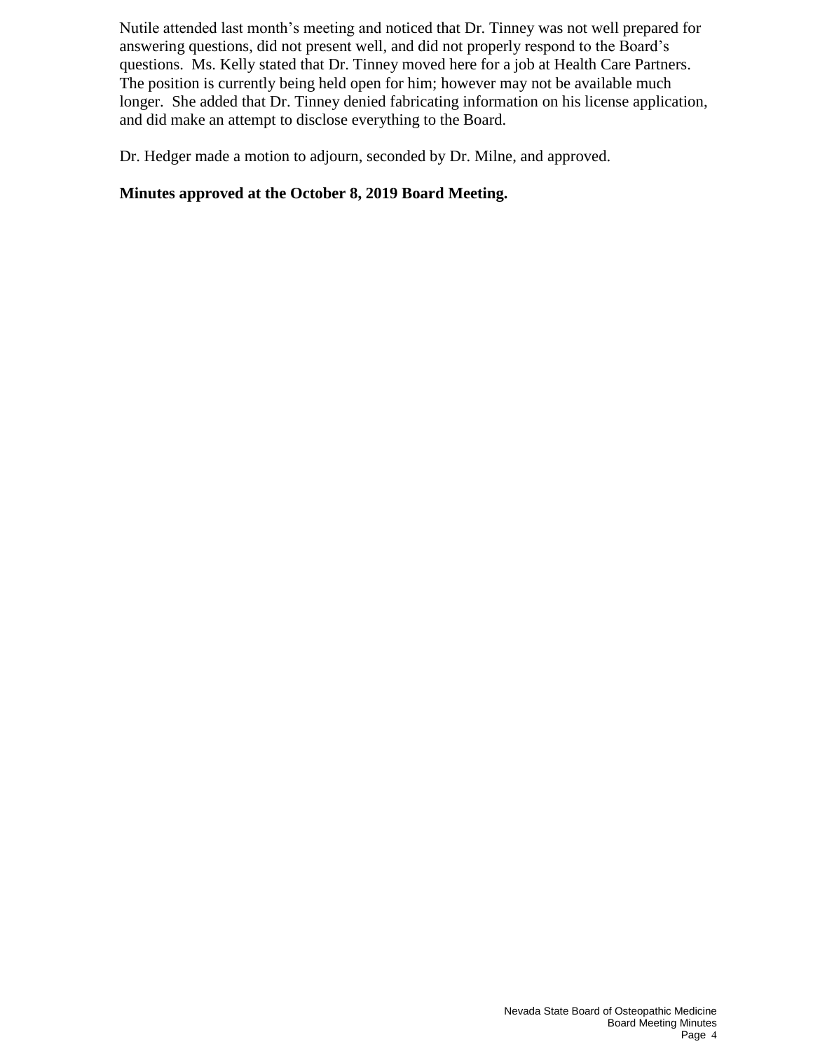Nutile attended last month's meeting and noticed that Dr. Tinney was not well prepared for answering questions, did not present well, and did not properly respond to the Board's questions. Ms. Kelly stated that Dr. Tinney moved here for a job at Health Care Partners. The position is currently being held open for him; however may not be available much longer. She added that Dr. Tinney denied fabricating information on his license application, and did make an attempt to disclose everything to the Board.

Dr. Hedger made a motion to adjourn, seconded by Dr. Milne, and approved.

**Minutes approved at the October 8, 2019 Board Meeting.**